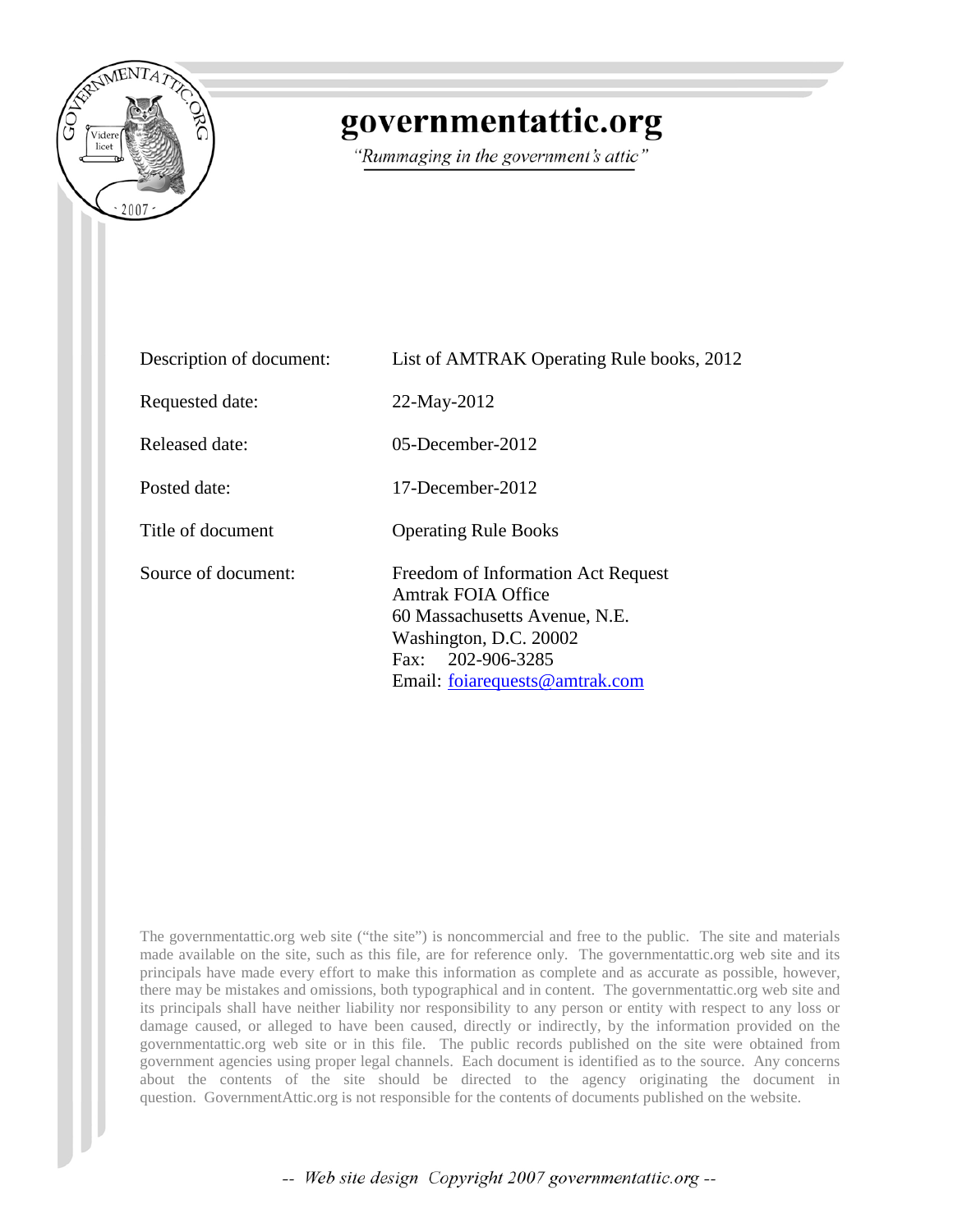# governmentattic.org

*"Rummaging in the government's attic"*

| | |
|---|---|
| Description of document: | List of AMTRAK Operating Rule books, 2012 |
| Requested date: | 22-May-2012 |
| Released date: | 05-December-2012 |
| Posted date: | 17-December-2012 |
| Title of document | Operating Rule Books |
| Source of document: | Freedom of Information Act Request<br>Amtrak FOIA Office<br>60 Massachusetts Avenue, N.E.<br>Washington, D.C. 20002<br>Fax: 202-906-3285<br>Email: foiarequests@amtrak.com |

The governmentattic.org web site ("the site") is noncommercial and free to the public. The site and materials made available on the site, such as this file, are for reference only. The governmentattic.org web site and its principals have made every effort to make this information as complete and as accurate as possible, however, there may be mistakes and omissions, both typographical and in content. The governmentattic.org web site and its principals shall have neither liability nor responsibility to any person or entity with respect to any loss or damage caused, or alleged to have been caused, directly or indirectly, by the information provided on the governmentattic.org web site or in this file. The public records published on the site were obtained from government agencies using proper legal channels. Each document is identified as to the source. Any concerns about the contents of the site should be directed to the agency originating the document in question. GovernmentAttic.org is not responsible for the contents of documents published on the website.

*-- Web site design Copyright 2007 governmentattic.org --*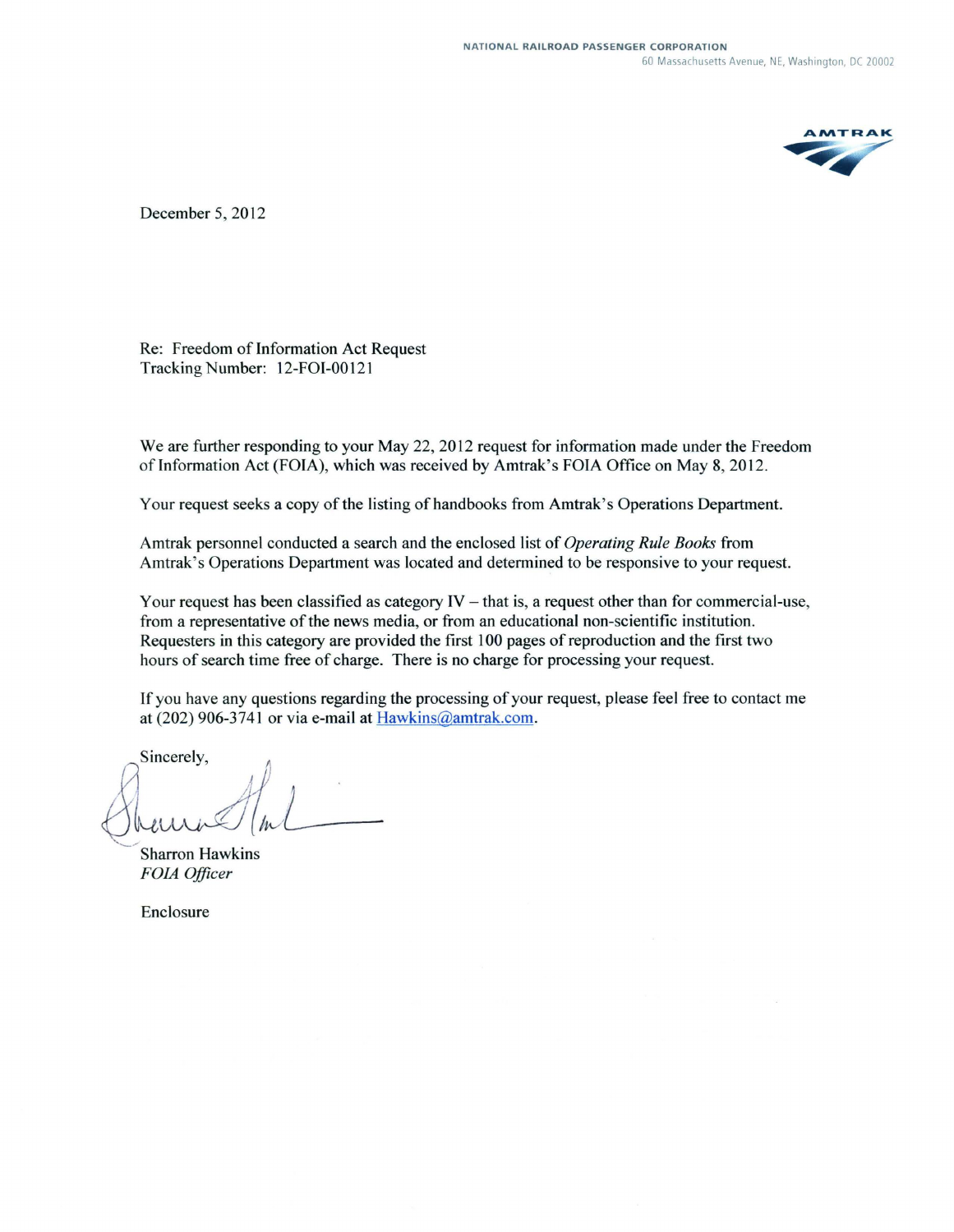NATIONAL RAILROAD PASSENGER CORPORATION
60 Massachusetts Avenue, NE, Washington, DC 20002

AMTRAK

December 5, 2012

Re: Freedom of Information Act Request
Tracking Number: 12-FOI-00121

We are further responding to your May 22, 2012 request for information made under the Freedom of Information Act (FOIA), which was received by Amtrak's FOIA Office on May 8, 2012.

Your request seeks a copy of the listing of handbooks from Amtrak's Operations Department.

Amtrak personnel conducted a search and the enclosed list of *Operating Rule Books* from Amtrak's Operations Department was located and determined to be responsive to your request.

Your request has been classified as category IV – that is, a request other than for commercial-use, from a representative of the news media, or from an educational non-scientific institution. Requesters in this category are provided the first 100 pages of reproduction and the first two hours of search time free of charge. There is no charge for processing your request.

If you have any questions regarding the processing of your request, please feel free to contact me at (202) 906-3741 or via e-mail at Hawkins@amtrak.com.

Sincerely,

Sharron Hawkins
*FOIA Officer*

Enclosure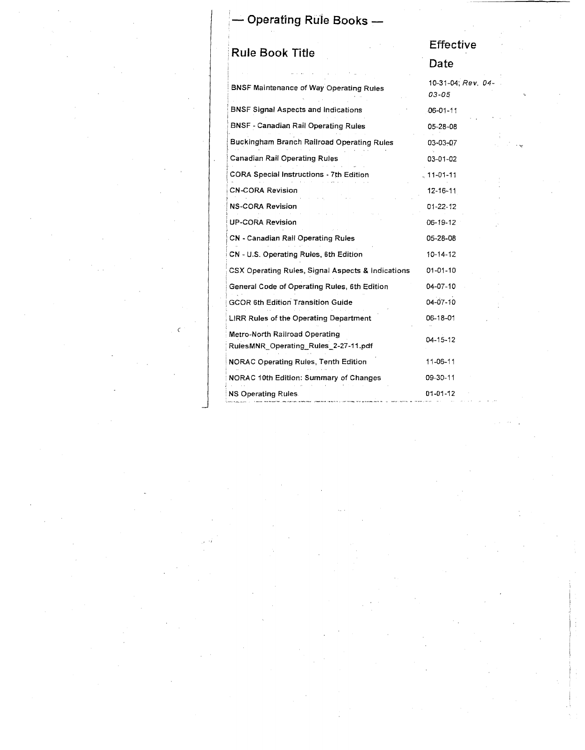## — Operating Rule Books —

| Rule Book Title | Effective Date |
|---|---|
| BNSF Maintenance of Way Operating Rules | 10-31-04; *Rev. 04-03-05* |
| BNSF Signal Aspects and Indications | 06-01-11 |
| BNSF - Canadian Rail Operating Rules | 05-28-08 |
| Buckingham Branch Railroad Operating Rules | 03-03-07 |
| Canadian Rail Operating Rules | 03-01-02 |
| CORA Special Instructions - 7th Edition | 11-01-11 |
| CN-CORA Revision | 12-16-11 |
| NS-CORA Revision | 01-22-12 |
| UP-CORA Revision | 06-19-12 |
| CN - Canadian Rail Operating Rules | 05-28-08 |
| CN - U.S. Operating Rules, 6th Edition | 10-14-12 |
| CSX Operating Rules, Signal Aspects & Indications | 01-01-10 |
| General Code of Operating Rules, 6th Edition | 04-07-10 |
| GCOR 6th Edition Transition Guide | 04-07-10 |
| LIRR Rules of the Operating Department | 06-18-01 |
| Metro-North Railroad Operating RulesMNR_Operating_Rules_2-27-11.pdf | 04-15-12 |
| NORAC Operating Rules, Tenth Edition | 11-06-11 |
| NORAC 10th Edition: Summary of Changes | 09-30-11 |
| NS Operating Rules | 01-01-12 |